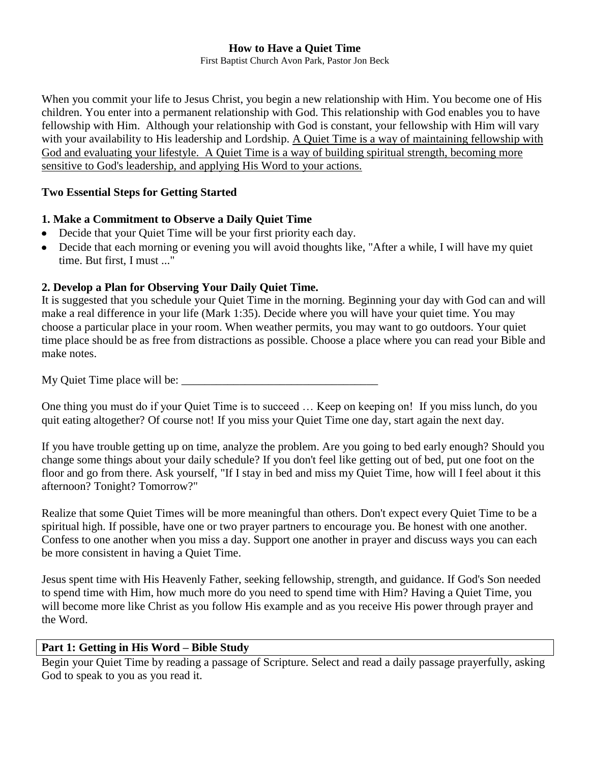# How to Have a Quiet Time

First Baptist Church Avon Park, Pastor Jon Beck

When you commit your life to Jesus Christ, you begin a new relationship with Him. You become one of His children. You enter into a permanent relationship with God. This relationship with God enables you to have fellowship with Him. Although your relationship with God is constant, your fellowship with Him will vary with your availability to His leadership and Lordship. <u>A Quiet Time is a way of maintaining fellowship with God and evaluating your lifestyle. A Quiet Time is a way of building spiritual strength, becoming more sensitive to God's leadership, and applying His Word to your actions.</u>

## Two Essential Steps for Getting Started

### 1. Make a Commitment to Observe a Daily Quiet Time

- Decide that your Quiet Time will be your first priority each day.
- Decide that each morning or evening you will avoid thoughts like, "After a while, I will have my quiet time. But first, I must ..."

### 2. Develop a Plan for Observing Your Daily Quiet Time.

It is suggested that you schedule your Quiet Time in the morning. Beginning your day with God can and will make a real difference in your life (Mark 1:35). Decide where you will have your quiet time. You may choose a particular place in your room. When weather permits, you may want to go outdoors. Your quiet time place should be as free from distractions as possible. Choose a place where you can read your Bible and make notes.

My Quiet Time place will be: ___________________________________

One thing you must do if your Quiet Time is to succeed … Keep on keeping on! If you miss lunch, do you quit eating altogether? Of course not! If you miss your Quiet Time one day, start again the next day.

If you have trouble getting up on time, analyze the problem. Are you going to bed early enough? Should you change some things about your daily schedule? If you don't feel like getting out of bed, put one foot on the floor and go from there. Ask yourself, "If I stay in bed and miss my Quiet Time, how will I feel about it this afternoon? Tonight? Tomorrow?"

Realize that some Quiet Times will be more meaningful than others. Don't expect every Quiet Time to be a spiritual high. If possible, have one or two prayer partners to encourage you. Be honest with one another. Confess to one another when you miss a day. Support one another in prayer and discuss ways you can each be more consistent in having a Quiet Time.

Jesus spent time with His Heavenly Father, seeking fellowship, strength, and guidance. If God's Son needed to spend time with Him, how much more do you need to spend time with Him? Having a Quiet Time, you will become more like Christ as you follow His example and as you receive His power through prayer and the Word.

## Part 1: Getting in His Word – Bible Study

Begin your Quiet Time by reading a passage of Scripture. Select and read a daily passage prayerfully, asking God to speak to you as you read it.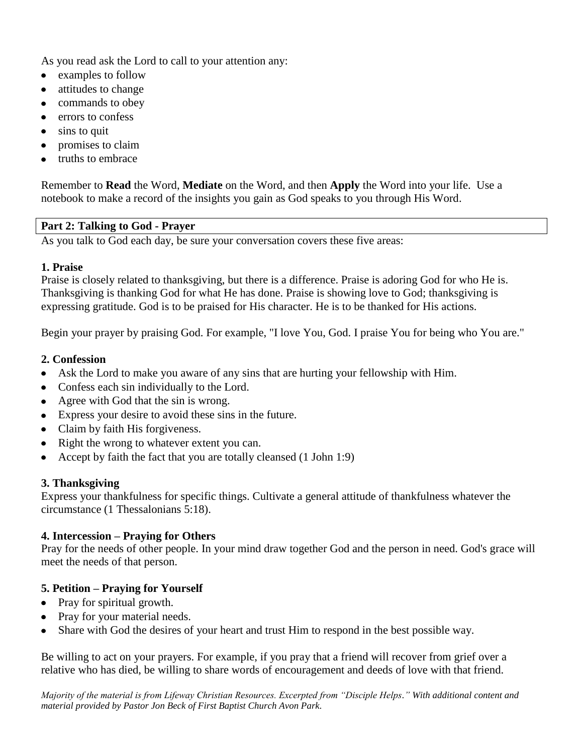As you read ask the Lord to call to your attention any:

- examples to follow
- attitudes to change
- commands to obey
- errors to confess
- sins to quit
- promises to claim
- truths to embrace

Remember to **Read** the Word, **Mediate** on the Word, and then **Apply** the Word into your life. Use a notebook to make a record of the insights you gain as God speaks to you through His Word.

## Part 2: Talking to God - Prayer

As you talk to God each day, be sure your conversation covers these five areas:

### 1. Praise

Praise is closely related to thanksgiving, but there is a difference. Praise is adoring God for who He is. Thanksgiving is thanking God for what He has done. Praise is showing love to God; thanksgiving is expressing gratitude. God is to be praised for His character. He is to be thanked for His actions.

Begin your prayer by praising God. For example, "I love You, God. I praise You for being who You are."

### 2. Confession

- Ask the Lord to make you aware of any sins that are hurting your fellowship with Him.
- Confess each sin individually to the Lord.
- Agree with God that the sin is wrong.
- Express your desire to avoid these sins in the future.
- Claim by faith His forgiveness.
- Right the wrong to whatever extent you can.
- Accept by faith the fact that you are totally cleansed (1 John 1:9)

### 3. Thanksgiving

Express your thankfulness for specific things. Cultivate a general attitude of thankfulness whatever the circumstance (1 Thessalonians 5:18).

### 4. Intercession – Praying for Others

Pray for the needs of other people. In your mind draw together God and the person in need. God's grace will meet the needs of that person.

### 5. Petition – Praying for Yourself

- Pray for spiritual growth.
- Pray for your material needs.
- Share with God the desires of your heart and trust Him to respond in the best possible way.

Be willing to act on your prayers. For example, if you pray that a friend will recover from grief over a relative who has died, be willing to share words of encouragement and deeds of love with that friend.

*Majority of the material is from Lifeway Christian Resources. Excerpted from "Disciple Helps." With additional content and material provided by Pastor Jon Beck of First Baptist Church Avon Park.*